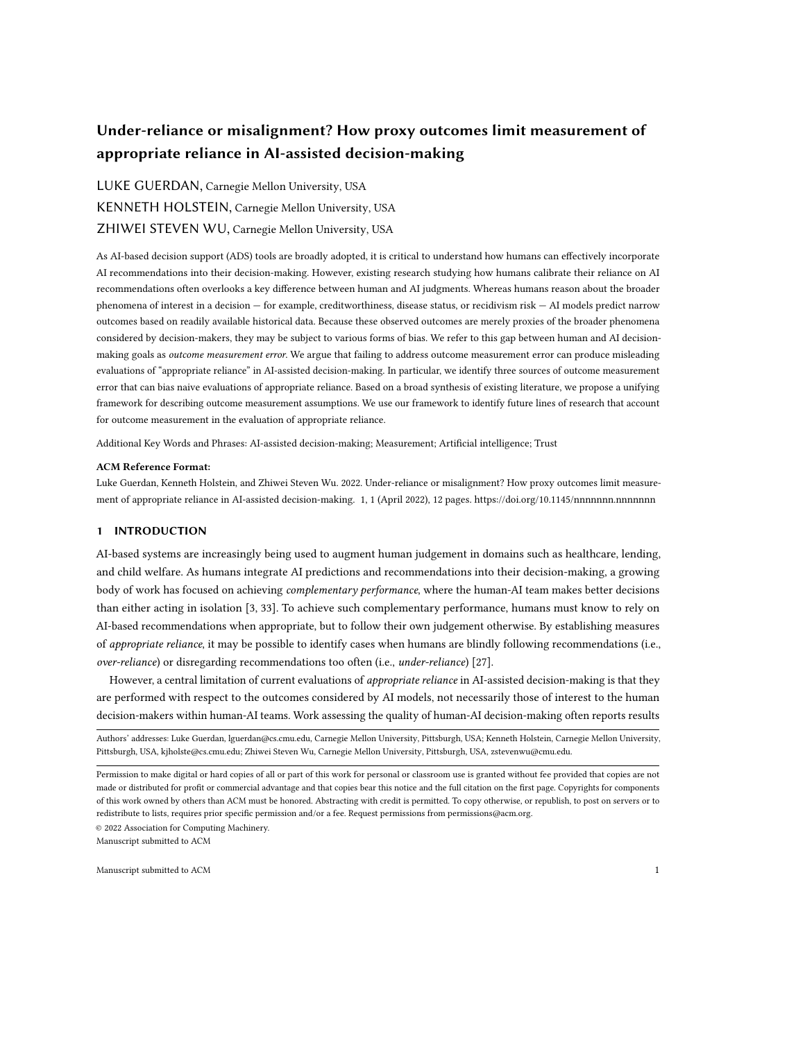# Under-reliance or misalignment? How proxy outcomes limit measurement of appropriate reliance in AI-assisted decision-making

LUKE GUERDAN, Carnegie Mellon University, USA

KENNETH HOLSTEIN, Carnegie Mellon University, USA

ZHIWEI STEVEN WU, Carnegie Mellon University, USA

As AI-based decision support (ADS) tools are broadly adopted, it is critical to understand how humans can effectively incorporate AI recommendations into their decision-making. However, existing research studying how humans calibrate their reliance on AI recommendations often overlooks a key difference between human and AI judgments. Whereas humans reason about the broader phenomena of interest in a decision — for example, creditworthiness, disease status, or recidivism risk — AI models predict narrow outcomes based on readily available historical data. Because these observed outcomes are merely proxies of the broader phenomena considered by decision-makers, they may be subject to various forms of bias. We refer to this gap between human and AI decision-making goals as *outcome measurement error*. We argue that failing to address outcome measurement error can produce misleading evaluations of "appropriate reliance" in AI-assisted decision-making. In particular, we identify three sources of outcome measurement error that can bias naive evaluations of appropriate reliance. Based on a broad synthesis of existing literature, we propose a unifying framework for describing outcome measurement assumptions. We use our framework to identify future lines of research that account for outcome measurement in the evaluation of appropriate reliance.

Additional Key Words and Phrases: AI-assisted decision-making; Measurement; Artificial intelligence; Trust

**ACM Reference Format:**

Luke Guerdan, Kenneth Holstein, and Zhiwei Steven Wu. 2022. Under-reliance or misalignment? How proxy outcomes limit measurement of appropriate reliance in AI-assisted decision-making. 1, 1 (April 2022), 12 pages. https://doi.org/10.1145/nnnnnnn.nnnnnnn

## 1 INTRODUCTION

AI-based systems are increasingly being used to augment human judgement in domains such as healthcare, lending, and child welfare. As humans integrate AI predictions and recommendations into their decision-making, a growing body of work has focused on achieving *complementary performance*, where the human-AI team makes better decisions than either acting in isolation [3, 33]. To achieve such complementary performance, humans must know to rely on AI-based recommendations when appropriate, but to follow their own judgement otherwise. By establishing measures of *appropriate reliance*, it may be possible to identify cases when humans are blindly following recommendations (i.e., *over-reliance*) or disregarding recommendations too often (i.e., *under-reliance*) [27].

However, a central limitation of current evaluations of *appropriate reliance* in AI-assisted decision-making is that they are performed with respect to the outcomes considered by AI models, not necessarily those of interest to the human decision-makers within human-AI teams. Work assessing the quality of human-AI decision-making often reports results

Authors' addresses: Luke Guerdan, lguerdan@cs.cmu.edu, Carnegie Mellon University, Pittsburgh, USA; Kenneth Holstein, Carnegie Mellon University, Pittsburgh, USA, kjholste@cs.cmu.edu; Zhiwei Steven Wu, Carnegie Mellon University, Pittsburgh, USA, zstevenwu@cmu.edu.

Permission to make digital or hard copies of all or part of this work for personal or classroom use is granted without fee provided that copies are not made or distributed for profit or commercial advantage and that copies bear this notice and the full citation on the first page. Copyrights for components of this work owned by others than ACM must be honored. Abstracting with credit is permitted. To copy otherwise, or republish, to post on servers or to redistribute to lists, requires prior specific permission and/or a fee. Request permissions from permissions@acm.org.

© 2022 Association for Computing Machinery.

Manuscript submitted to ACM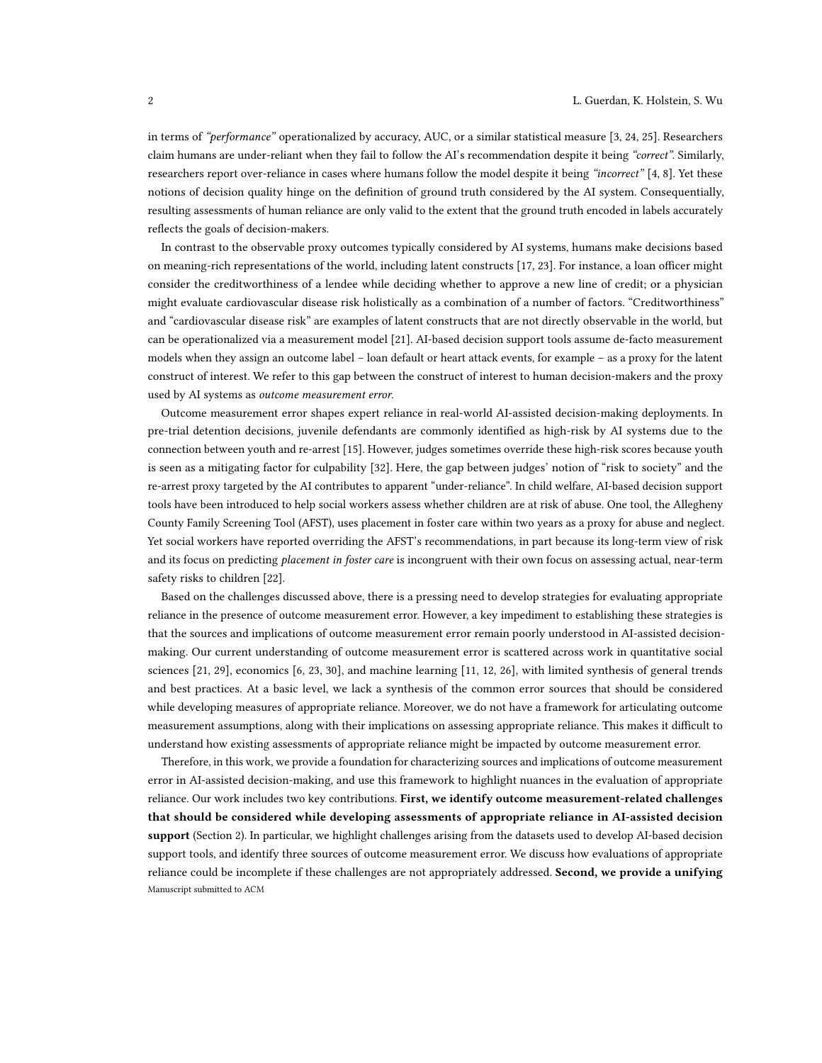in terms of *"performance"* operationalized by accuracy, AUC, or a similar statistical measure [3, 24, 25]. Researchers claim humans are under-reliant when they fail to follow the AI's recommendation despite it being *"correct"*. Similarly, researchers report over-reliance in cases where humans follow the model despite it being *"incorrect"* [4, 8]. Yet these notions of decision quality hinge on the definition of ground truth considered by the AI system. Consequentially, resulting assessments of human reliance are only valid to the extent that the ground truth encoded in labels accurately reflects the goals of decision-makers.

In contrast to the observable proxy outcomes typically considered by AI systems, humans make decisions based on meaning-rich representations of the world, including latent constructs [17, 23]. For instance, a loan officer might consider the creditworthiness of a lendee while deciding whether to approve a new line of credit; or a physician might evaluate cardiovascular disease risk holistically as a combination of a number of factors. "Creditworthiness" and "cardiovascular disease risk" are examples of latent constructs that are not directly observable in the world, but can be operationalized via a measurement model [21]. AI-based decision support tools assume de-facto measurement models when they assign an outcome label – loan default or heart attack events, for example – as a proxy for the latent construct of interest. We refer to this gap between the construct of interest to human decision-makers and the proxy used by AI systems as *outcome measurement error*.

Outcome measurement error shapes expert reliance in real-world AI-assisted decision-making deployments. In pre-trial detention decisions, juvenile defendants are commonly identified as high-risk by AI systems due to the connection between youth and re-arrest [15]. However, judges sometimes override these high-risk scores because youth is seen as a mitigating factor for culpability [32]. Here, the gap between judges' notion of "risk to society" and the re-arrest proxy targeted by the AI contributes to apparent "under-reliance". In child welfare, AI-based decision support tools have been introduced to help social workers assess whether children are at risk of abuse. One tool, the Allegheny County Family Screening Tool (AFST), uses placement in foster care within two years as a proxy for abuse and neglect. Yet social workers have reported overriding the AFST's recommendations, in part because its long-term view of risk and its focus on predicting *placement in foster care* is incongruent with their own focus on assessing actual, near-term safety risks to children [22].

Based on the challenges discussed above, there is a pressing need to develop strategies for evaluating appropriate reliance in the presence of outcome measurement error. However, a key impediment to establishing these strategies is that the sources and implications of outcome measurement error remain poorly understood in AI-assisted decision-making. Our current understanding of outcome measurement error is scattered across work in quantitative social sciences [21, 29], economics [6, 23, 30], and machine learning [11, 12, 26], with limited synthesis of general trends and best practices. At a basic level, we lack a synthesis of the common error sources that should be considered while developing measures of appropriate reliance. Moreover, we do not have a framework for articulating outcome measurement assumptions, along with their implications on assessing appropriate reliance. This makes it difficult to understand how existing assessments of appropriate reliance might be impacted by outcome measurement error.

Therefore, in this work, we provide a foundation for characterizing sources and implications of outcome measurement error in AI-assisted decision-making, and use this framework to highlight nuances in the evaluation of appropriate reliance. Our work includes two key contributions. **First, we identify outcome measurement-related challenges that should be considered while developing assessments of appropriate reliance in AI-assisted decision support** (Section 2). In particular, we highlight challenges arising from the datasets used to develop AI-based decision support tools, and identify three sources of outcome measurement error. We discuss how evaluations of appropriate reliance could be incomplete if these challenges are not appropriately addressed. **Second, we provide a unifying**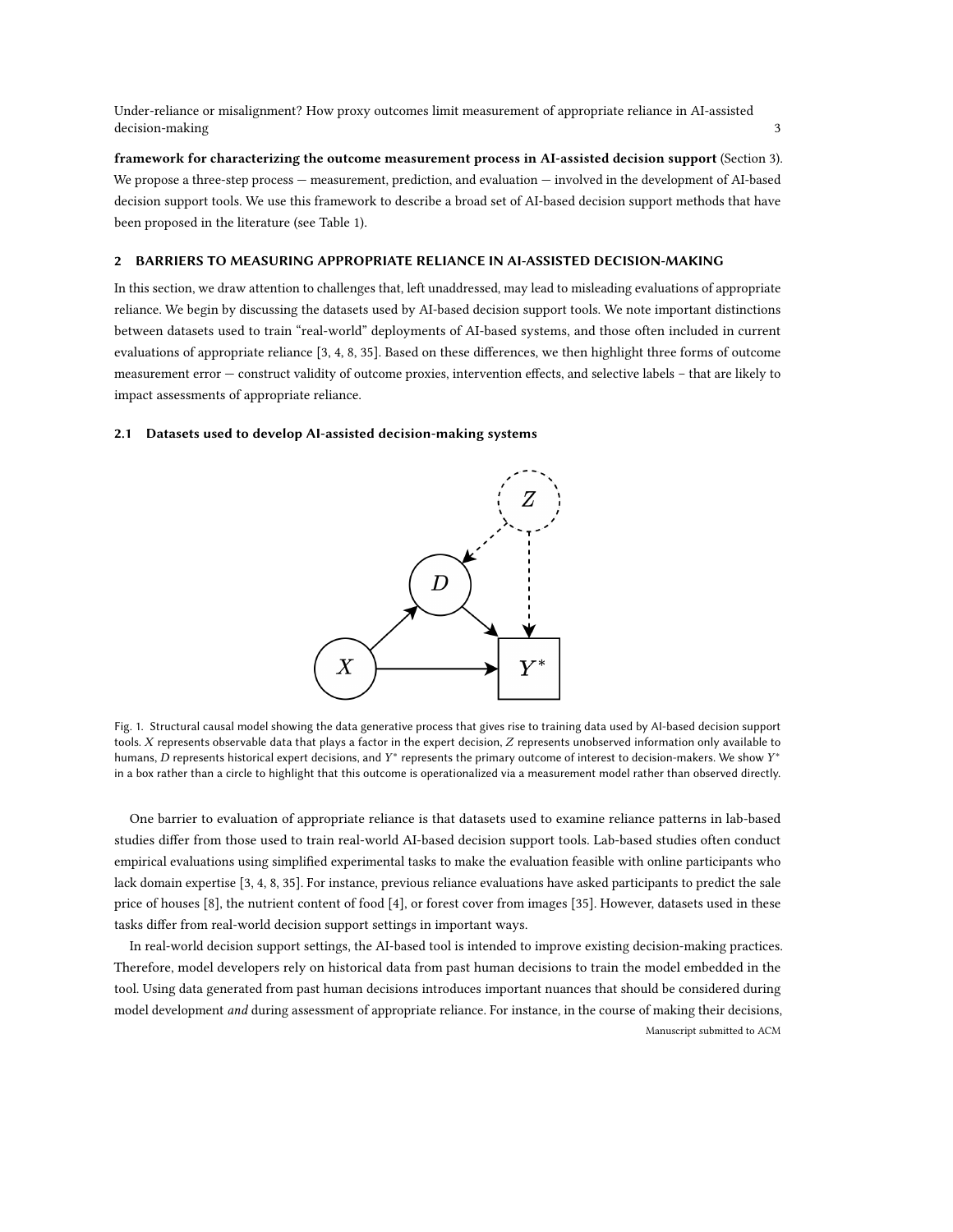**framework for characterizing the outcome measurement process in AI-assisted decision support** (Section 3). We propose a three-step process — measurement, prediction, and evaluation — involved in the development of AI-based decision support tools. We use this framework to describe a broad set of AI-based decision support methods that have been proposed in the literature (see Table 1).

## 2 BARRIERS TO MEASURING APPROPRIATE RELIANCE IN AI-ASSISTED DECISION-MAKING

In this section, we draw attention to challenges that, left unaddressed, may lead to misleading evaluations of appropriate reliance. We begin by discussing the datasets used by AI-based decision support tools. We note important distinctions between datasets used to train "real-world" deployments of AI-based systems, and those often included in current evaluations of appropriate reliance [3, 4, 8, 35]. Based on these differences, we then highlight three forms of outcome measurement error — construct validity of outcome proxies, intervention effects, and selective labels – that are likely to impact assessments of appropriate reliance.

### 2.1 Datasets used to develop AI-assisted decision-making systems

Fig. 1. Structural causal model showing the data generative process that gives rise to training data used by AI-based decision support tools. $X$ represents observable data that plays a factor in the expert decision, $Z$ represents unobserved information only available to humans, $D$ represents historical expert decisions, and $Y^*$ represents the primary outcome of interest to decision-makers. We show $Y^*$ in a box rather than a circle to highlight that this outcome is operationalized via a measurement model rather than observed directly.

One barrier to evaluation of appropriate reliance is that datasets used to examine reliance patterns in lab-based studies differ from those used to train real-world AI-based decision support tools. Lab-based studies often conduct empirical evaluations using simplified experimental tasks to make the evaluation feasible with online participants who lack domain expertise [3, 4, 8, 35]. For instance, previous reliance evaluations have asked participants to predict the sale price of houses [8], the nutrient content of food [4], or forest cover from images [35]. However, datasets used in these tasks differ from real-world decision support settings in important ways.

In real-world decision support settings, the AI-based tool is intended to improve existing decision-making practices. Therefore, model developers rely on historical data from past human decisions to train the model embedded in the tool. Using data generated from past human decisions introduces important nuances that should be considered during model development *and* during assessment of appropriate reliance. For instance, in the course of making their decisions,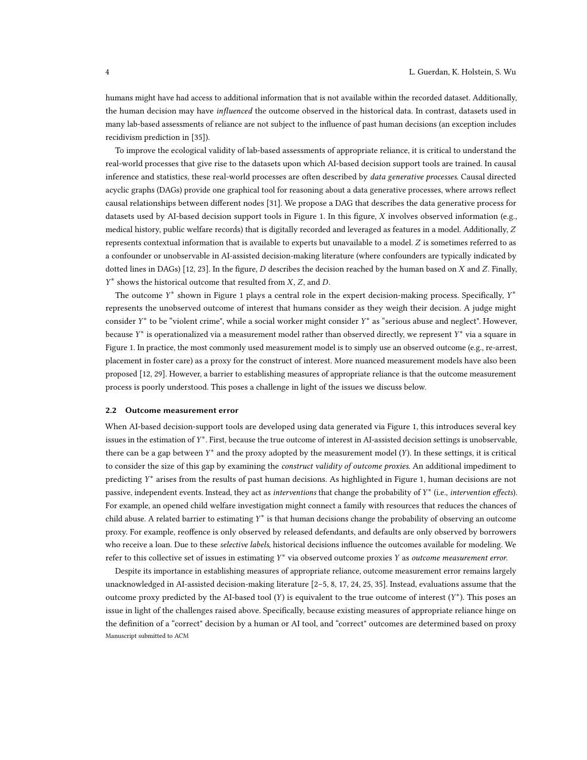humans might have had access to additional information that is not available within the recorded dataset. Additionally, the human decision may have *influenced* the outcome observed in the historical data. In contrast, datasets used in many lab-based assessments of reliance are not subject to the influence of past human decisions (an exception includes recidivism prediction in [35]).

To improve the ecological validity of lab-based assessments of appropriate reliance, it is critical to understand the real-world processes that give rise to the datasets upon which AI-based decision support tools are trained. In causal inference and statistics, these real-world processes are often described by *data generative processes*. Causal directed acyclic graphs (DAGs) provide one graphical tool for reasoning about a data generative processes, where arrows reflect causal relationships between different nodes [31]. We propose a DAG that describes the data generative process for datasets used by AI-based decision support tools in Figure 1. In this figure, $X$ involves observed information (e.g., medical history, public welfare records) that is digitally recorded and leveraged as features in a model. Additionally, $Z$ represents contextual information that is available to experts but unavailable to a model. $Z$ is sometimes referred to as a confounder or unobservable in AI-assisted decision-making literature (where confounders are typically indicated by dotted lines in DAGs) [12, 23]. In the figure, $D$ describes the decision reached by the human based on $X$ and $Z$. Finally, $Y^*$ shows the historical outcome that resulted from $X$, $Z$, and $D$.

The outcome $Y^*$ shown in Figure 1 plays a central role in the expert decision-making process. Specifically, $Y^*$ represents the unobserved outcome of interest that humans consider as they weigh their decision. A judge might consider $Y^*$ to be "violent crime", while a social worker might consider $Y^*$ as "serious abuse and neglect". However, because $Y^*$ is operationalized via a measurement model rather than observed directly, we represent $Y^*$ via a square in Figure 1. In practice, the most commonly used measurement model is to simply use an observed outcome (e.g., re-arrest, placement in foster care) as a proxy for the construct of interest. More nuanced measurement models have also been proposed [12, 29]. However, a barrier to establishing measures of appropriate reliance is that the outcome measurement process is poorly understood. This poses a challenge in light of the issues we discuss below.

### 2.2 Outcome measurement error

When AI-based decision-support tools are developed using data generated via Figure 1, this introduces several key issues in the estimation of $Y^*$. First, because the true outcome of interest in AI-assisted decision settings is unobservable, there can be a gap between $Y^*$ and the proxy adopted by the measurement model ($Y$). In these settings, it is critical to consider the size of this gap by examining the *construct validity of outcome proxies*. An additional impediment to predicting $Y^*$ arises from the results of past human decisions. As highlighted in Figure 1, human decisions are not passive, independent events. Instead, they act as *interventions* that change the probability of $Y^*$ (i.e., *intervention effects*). For example, an opened child welfare investigation might connect a family with resources that reduces the chances of child abuse. A related barrier to estimating $Y^*$ is that human decisions change the probability of observing an outcome proxy. For example, reoffence is only observed by released defendants, and defaults are only observed by borrowers who receive a loan. Due to these *selective labels*, historical decisions influence the outcomes available for modeling. We refer to this collective set of issues in estimating $Y^*$ via observed outcome proxies $Y$ as *outcome measurement error*.

Despite its importance in establishing measures of appropriate reliance, outcome measurement error remains largely unacknowledged in AI-assisted decision-making literature [2–5, 8, 17, 24, 25, 35]. Instead, evaluations assume that the outcome proxy predicted by the AI-based tool ($Y$) is equivalent to the true outcome of interest ($Y^*$). This poses an issue in light of the challenges raised above. Specifically, because existing measures of appropriate reliance hinge on the definition of a "correct" decision by a human or AI tool, and "correct" outcomes are determined based on proxy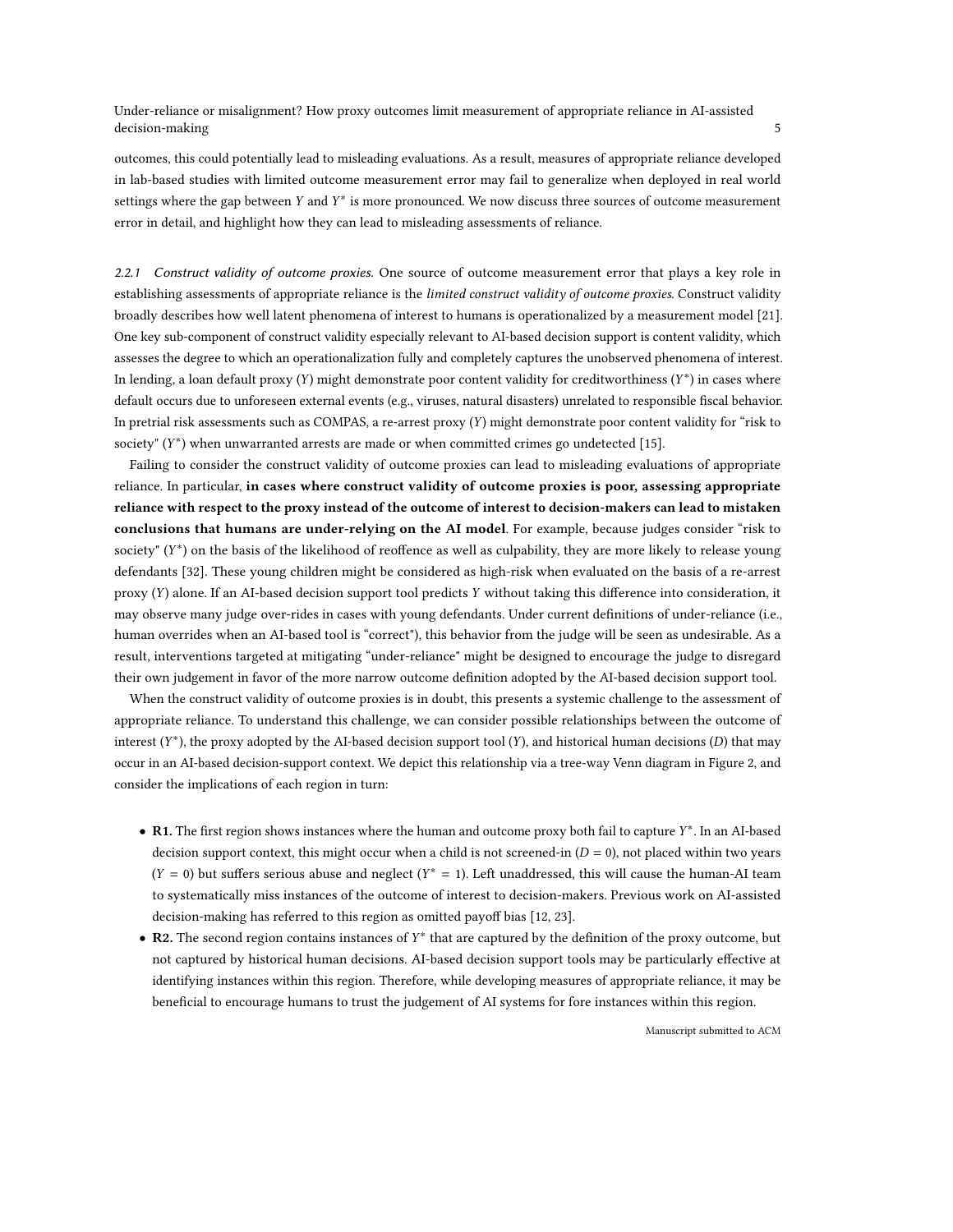outcomes, this could potentially lead to misleading evaluations. As a result, measures of appropriate reliance developed in lab-based studies with limited outcome measurement error may fail to generalize when deployed in real world settings where the gap between $Y$ and $Y^*$ is more pronounced. We now discuss three sources of outcome measurement error in detail, and highlight how they can lead to misleading assessments of reliance.

#### 2.2.1 *Construct validity of outcome proxies.*

One source of outcome measurement error that plays a key role in establishing assessments of appropriate reliance is the *limited construct validity of outcome proxies*. Construct validity broadly describes how well latent phenomena of interest to humans is operationalized by a measurement model [21]. One key sub-component of construct validity especially relevant to AI-based decision support is content validity, which assesses the degree to which an operationalization fully and completely captures the unobserved phenomena of interest. In lending, a loan default proxy ($Y$) might demonstrate poor content validity for creditworthiness ($Y^*$) in cases where default occurs due to unforeseen external events (e.g., viruses, natural disasters) unrelated to responsible fiscal behavior. In pretrial risk assessments such as COMPAS, a re-arrest proxy ($Y$) might demonstrate poor content validity for "risk to society" ($Y^*$) when unwarranted arrests are made or when committed crimes go undetected [15].

Failing to consider the construct validity of outcome proxies can lead to misleading evaluations of appropriate reliance. In particular, **in cases where construct validity of outcome proxies is poor, assessing appropriate reliance with respect to the proxy instead of the outcome of interest to decision-makers can lead to mistaken conclusions that humans are under-relying on the AI model**. For example, because judges consider "risk to society" ($Y^*$) on the basis of the likelihood of reoffence as well as culpability, they are more likely to release young defendants [32]. These young children might be considered as high-risk when evaluated on the basis of a re-arrest proxy ($Y$) alone. If an AI-based decision support tool predicts $Y$ without taking this difference into consideration, it may observe many judge over-rides in cases with young defendants. Under current definitions of under-reliance (i.e., human overrides when an AI-based tool is "correct"), this behavior from the judge will be seen as undesirable. As a result, interventions targeted at mitigating "under-reliance" might be designed to encourage the judge to disregard their own judgement in favor of the more narrow outcome definition adopted by the AI-based decision support tool.

When the construct validity of outcome proxies is in doubt, this presents a systemic challenge to the assessment of appropriate reliance. To understand this challenge, we can consider possible relationships between the outcome of interest ($Y^*$), the proxy adopted by the AI-based decision support tool ($Y$), and historical human decisions ($D$) that may occur in an AI-based decision-support context. We depict this relationship via a tree-way Venn diagram in Figure 2, and consider the implications of each region in turn:

- **R1.** The first region shows instances where the human and outcome proxy both fail to capture $Y^*$. In an AI-based decision support context, this might occur when a child is not screened-in ($D = 0$), not placed within two years ($Y = 0$) but suffers serious abuse and neglect ($Y^* = 1$). Left unaddressed, this will cause the human-AI team to systematically miss instances of the outcome of interest to decision-makers. Previous work on AI-assisted decision-making has referred to this region as omitted payoff bias [12, 23].
- **R2.** The second region contains instances of $Y^*$ that are captured by the definition of the proxy outcome, but not captured by historical human decisions. AI-based decision support tools may be particularly effective at identifying instances within this region. Therefore, while developing measures of appropriate reliance, it may be beneficial to encourage humans to trust the judgement of AI systems for fore instances within this region.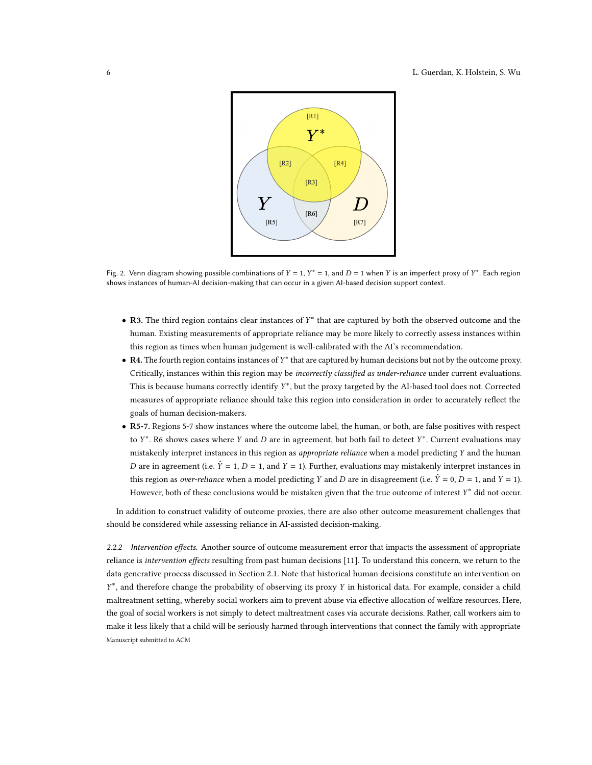Fig. 2. Venn diagram showing possible combinations of $Y = 1$, $Y^* = 1$, and $D = 1$ when $Y$ is an imperfect proxy of $Y^*$. Each region shows instances of human-AI decision-making that can occur in a given AI-based decision support context.

- **R3.** The third region contains clear instances of $Y^*$ that are captured by both the observed outcome and the human. Existing measurements of appropriate reliance may be more likely to correctly assess instances within this region as times when human judgement is well-calibrated with the AI's recommendation.
- **R4.** The fourth region contains instances of $Y^*$ that are captured by human decisions but not by the outcome proxy. Critically, instances within this region may be *incorrectly classified as under-reliance* under current evaluations. This is because humans correctly identify $Y^*$, but the proxy targeted by the AI-based tool does not. Corrected measures of appropriate reliance should take this region into consideration in order to accurately reflect the goals of human decision-makers.
- **R5-7.** Regions 5-7 show instances where the outcome label, the human, or both, are false positives with respect to $Y^*$. R6 shows cases where $Y$ and $D$ are in agreement, but both fail to detect $Y^*$. Current evaluations may mistakenly interpret instances in this region as *appropriate reliance* when a model predicting $Y$ and the human $D$ are in agreement (i.e. $\hat{Y} = 1$, $D = 1$, and $Y = 1$). Further, evaluations may mistakenly interpret instances in this region as *over-reliance* when a model predicting $Y$ and $D$ are in disagreement (i.e. $\hat{Y} = 0$, $D = 1$, and $Y = 1$). However, both of these conclusions would be mistaken given that the true outcome of interest $Y^*$ did not occur.

In addition to construct validity of outcome proxies, there are also other outcome measurement challenges that should be considered while assessing reliance in AI-assisted decision-making.

#### 2.2.2 *Intervention effects.*

Another source of outcome measurement error that impacts the assessment of appropriate reliance is *intervention effects* resulting from past human decisions [11]. To understand this concern, we return to the data generative process discussed in Section 2.1. Note that historical human decisions constitute an intervention on $Y^*$, and therefore change the probability of observing its proxy $Y$ in historical data. For example, consider a child maltreatment setting, whereby social workers aim to prevent abuse via effective allocation of welfare resources. Here, the goal of social workers is not simply to detect maltreatment cases via accurate decisions. Rather, call workers aim to make it less likely that a child will be seriously harmed through interventions that connect the family with appropriate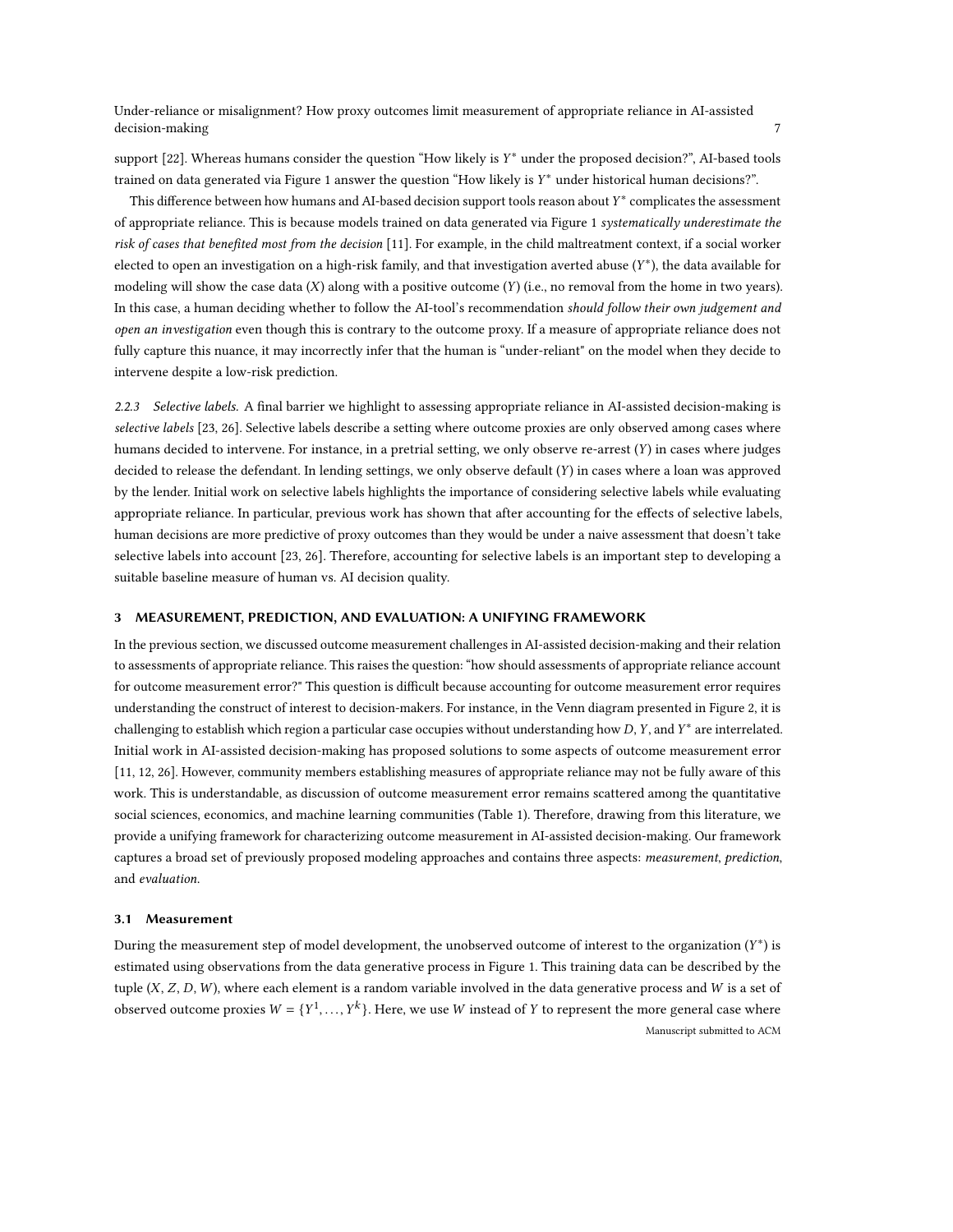support [22]. Whereas humans consider the question "How likely is $Y^*$ under the proposed decision?", AI-based tools trained on data generated via Figure 1 answer the question "How likely is $Y^*$ under historical human decisions?".

This difference between how humans and AI-based decision support tools reason about $Y^*$ complicates the assessment of appropriate reliance. This is because models trained on data generated via Figure 1 *systematically underestimate the risk of cases that benefited most from the decision* [11]. For example, in the child maltreatment context, if a social worker elected to open an investigation on a high-risk family, and that investigation averted abuse ($Y^*$), the data available for modeling will show the case data ($X$) along with a positive outcome ($Y$) (i.e., no removal from the home in two years). In this case, a human deciding whether to follow the AI-tool's recommendation *should follow their own judgement and open an investigation* even though this is contrary to the outcome proxy. If a measure of appropriate reliance does not fully capture this nuance, it may incorrectly infer that the human is "under-reliant" on the model when they decide to intervene despite a low-risk prediction.

#### 2.2.3 *Selective labels.*

A final barrier we highlight to assessing appropriate reliance in AI-assisted decision-making is *selective labels* [23, 26]. Selective labels describe a setting where outcome proxies are only observed among cases where humans decided to intervene. For instance, in a pretrial setting, we only observe re-arrest ($Y$) in cases where judges decided to release the defendant. In lending settings, we only observe default ($Y$) in cases where a loan was approved by the lender. Initial work on selective labels highlights the importance of considering selective labels while evaluating appropriate reliance. In particular, previous work has shown that after accounting for the effects of selective labels, human decisions are more predictive of proxy outcomes than they would be under a naive assessment that doesn't take selective labels into account [23, 26]. Therefore, accounting for selective labels is an important step to developing a suitable baseline measure of human vs. AI decision quality.

## 3 MEASUREMENT, PREDICTION, AND EVALUATION: A UNIFYING FRAMEWORK

In the previous section, we discussed outcome measurement challenges in AI-assisted decision-making and their relation to assessments of appropriate reliance. This raises the question: "how should assessments of appropriate reliance account for outcome measurement error?" This question is difficult because accounting for outcome measurement error requires understanding the construct of interest to decision-makers. For instance, in the Venn diagram presented in Figure 2, it is challenging to establish which region a particular case occupies without understanding how $D$, $Y$, and $Y^*$ are interrelated. Initial work in AI-assisted decision-making has proposed solutions to some aspects of outcome measurement error [11, 12, 26]. However, community members establishing measures of appropriate reliance may not be fully aware of this work. This is understandable, as discussion of outcome measurement error remains scattered among the quantitative social sciences, economics, and machine learning communities (Table 1). Therefore, drawing from this literature, we provide a unifying framework for characterizing outcome measurement in AI-assisted decision-making. Our framework captures a broad set of previously proposed modeling approaches and contains three aspects: *measurement*, *prediction*, and *evaluation*.

### 3.1 Measurement

During the measurement step of model development, the unobserved outcome of interest to the organization ($Y^*$) is estimated using observations from the data generative process in Figure 1. This training data can be described by the tuple ($X$, $Z$, $D$, $W$), where each element is a random variable involved in the data generative process and $W$ is a set of observed outcome proxies $W = \{Y^1, \ldots, Y^k\}$. Here, we use $W$ instead of $Y$ to represent the more general case where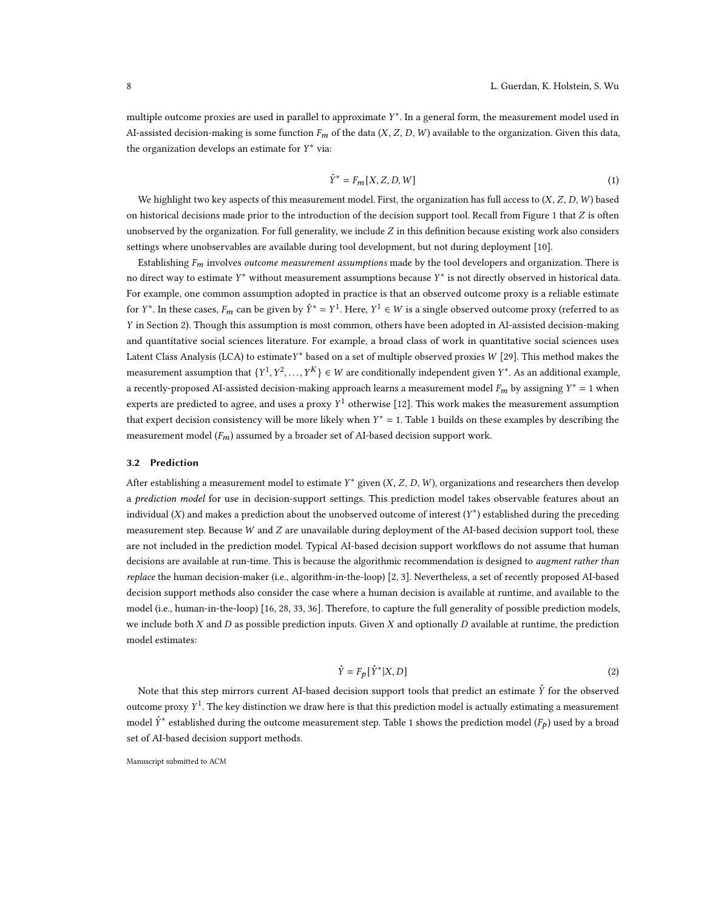multiple outcome proxies are used in parallel to approximate $Y^*$. In a general form, the measurement model used in AI-assisted decision-making is some function $F_m$ of the data $(X, Z, D, W)$ available to the organization. Given this data, the organization develops an estimate for $Y^*$ via:

$$\hat{Y}^* = F_m[X, Z, D, W] \tag{1}$$

We highlight two key aspects of this measurement model. First, the organization has full access to $(X, Z, D, W)$ based on historical decisions made prior to the introduction of the decision support tool. Recall from Figure 1 that $Z$ is often unobserved by the organization. For full generality, we include $Z$ in this definition because existing work also considers settings where unobservables are available during tool development, but not during deployment [10].

Establishing $F_m$ involves *outcome measurement assumptions* made by the tool developers and organization. There is no direct way to estimate $Y^*$ without measurement assumptions because $Y^*$ is not directly observed in historical data. For example, one common assumption adopted in practice is that an observed outcome proxy is a reliable estimate for $Y^*$. In these cases, $F_m$ can be given by $\hat{Y}^* = Y^1$. Here, $Y^1 \in W$ is a single observed outcome proxy (referred to as $Y$ in Section 2). Though this assumption is most common, others have been adopted in AI-assisted decision-making and quantitative social sciences literature. For example, a broad class of work in quantitative social sciences uses Latent Class Analysis (LCA) to estimate$Y^*$ based on a set of multiple observed proxies $W$ [29]. This method makes the measurement assumption that $\{Y^1, Y^2, \ldots, Y^K\} \in W$ are conditionally independent given $Y^*$. As an additional example, a recently-proposed AI-assisted decision-making approach learns a measurement model $F_m$ by assigning $Y^* = 1$ when experts are predicted to agree, and uses a proxy $Y^1$ otherwise [12]. This work makes the measurement assumption that expert decision consistency will be more likely when $Y^* = 1$. Table 1 builds on these examples by describing the measurement model ($F_m$) assumed by a broader set of AI-based decision support work.

### 3.2 Prediction

After establishing a measurement model to estimate $Y^*$ given $(X, Z, D, W)$, organizations and researchers then develop a *prediction model* for use in decision-support settings. This prediction model takes observable features about an individual ($X$) and makes a prediction about the unobserved outcome of interest ($Y^*$) established during the preceding measurement step. Because $W$ and $Z$ are unavailable during deployment of the AI-based decision support tool, these are not included in the prediction model. Typical AI-based decision support workflows do not assume that human decisions are available at run-time. This is because the algorithmic recommendation is designed to *augment rather than replace* the human decision-maker (i.e., algorithm-in-the-loop) [2, 3]. Nevertheless, a set of recently proposed AI-based decision support methods also consider the case where a human decision is available at runtime, and available to the model (i.e., human-in-the-loop) [16, 28, 33, 36]. Therefore, to capture the full generality of possible prediction models, we include both $X$ and $D$ as possible prediction inputs. Given $X$ and optionally $D$ available at runtime, the prediction model estimates:

$$\hat{Y} = F_p[\hat{Y}^*|X, D] \tag{2}$$

Note that this step mirrors current AI-based decision support tools that predict an estimate $\hat{Y}$ for the observed outcome proxy $Y^1$. The key distinction we draw here is that this prediction model is actually estimating a measurement model $\hat{Y}^*$ established during the outcome measurement step. Table 1 shows the prediction model ($F_p$) used by a broad set of AI-based decision support methods.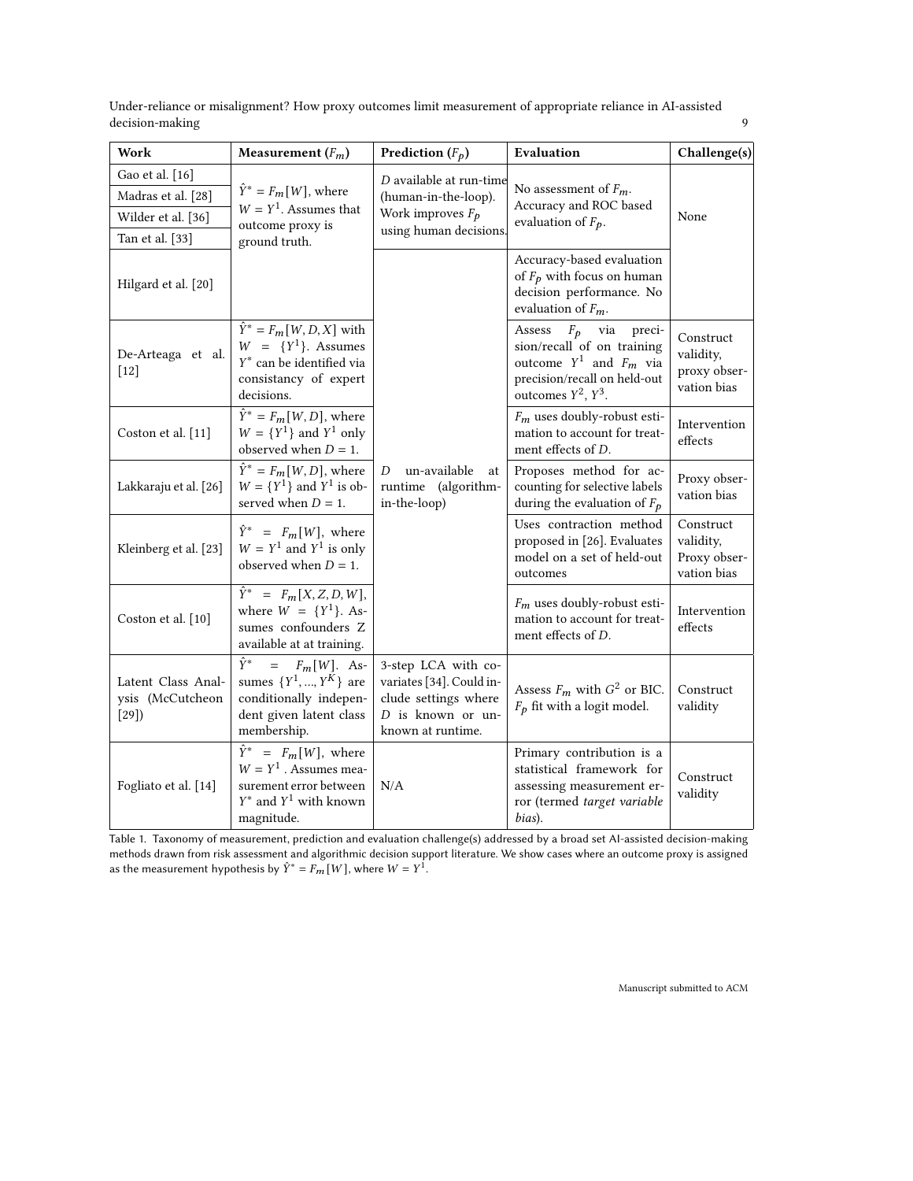| Work | Measurement ($F_m$) | Prediction ($F_p$) | Evaluation | Challenge(s) |
|---|---|---|---|---|
| Gao et al. [16] | $\hat{Y}^* = F_m[W]$, where $W = Y^1$. Assumes that outcome proxy is ground truth. | $D$ available at run-time (human-in-the-loop). Work improves $F_p$ using human decisions. | No assessment of $F_m$. Accuracy and ROC based evaluation of $F_p$. | None |
| Madras et al. [28] | | | | |
| Wilder et al. [36] | | | | |
| Tan et al. [33] | | | | |
| Hilgard et al. [20] | | $D$ un-available at runtime (algorithm-in-the-loop) | Accuracy-based evaluation of $F_p$ with focus on human decision performance. No evaluation of $F_m$. | |
| De-Arteaga et al. [12] | $\hat{Y}^* = F_m[W, D, X]$ with $W = \{Y^1\}$. Assumes $Y^*$ can be identified via consistancy of expert decisions. | | Assess $F_p$ via precision/recall of on training outcome $Y^1$ and $F_m$ via precision/recall on held-out outcomes $Y^2$, $Y^3$. | Construct validity, proxy observation bias |
| Coston et al. [11] | $\hat{Y}^* = F_m[W, D]$, where $W = \{Y^1\}$ and $Y^1$ only observed when $D = 1$. | | $F_m$ uses doubly-robust estimation to account for treatment effects of $D$. | Intervention effects |
| Lakkaraju et al. [26] | $\hat{Y}^* = F_m[W, D]$, where $W = \{Y^1\}$ and $Y^1$ is observed when $D = 1$. | | Proposes method for accounting for selective labels during the evaluation of $F_p$ | Proxy observation bias |
| Kleinberg et al. [23] | $\hat{Y}^* = F_m[W]$, where $W = Y^1$ and $Y^1$ is only observed when $D = 1$. | | Uses contraction method proposed in [26]. Evaluates model on a set of held-out outcomes | Construct validity, Proxy observation bias |
| Coston et al. [10] | $\hat{Y}^* = F_m[X, Z, D, W]$, where $W = \{Y^1\}$. Assumes confounders Z available at at training. | | $F_m$ uses doubly-robust estimation to account for treatment effects of $D$. | Intervention effects |
| Latent Class Analysis (McCutcheon [29]) | $\hat{Y}^* = F_m[W]$. Assumes $\{Y^1, ..., Y^K\}$ are conditionally independent given latent class membership. | 3-step LCA with covariates [34]. Could include settings where $D$ is known or unknown at runtime. | Assess $F_m$ with $G^2$ or BIC. $F_p$ fit with a logit model. | Construct validity |
| Fogliato et al. [14] | $\hat{Y}^* = F_m[W]$, where $W = Y^1$ . Assumes measurement error between $Y^*$ and $Y^1$ with known magnitude. | N/A | Primary contribution is a statistical framework for assessing measurement error (termed *target variable bias*). | Construct validity |

Table 1. Taxonomy of measurement, prediction and evaluation challenge(s) addressed by a broad set AI-assisted decision-making methods drawn from risk assessment and algorithmic decision support literature. We show cases where an outcome proxy is assigned as the measurement hypothesis by $\hat{Y}^* = F_m[W]$, where $W = Y^1$.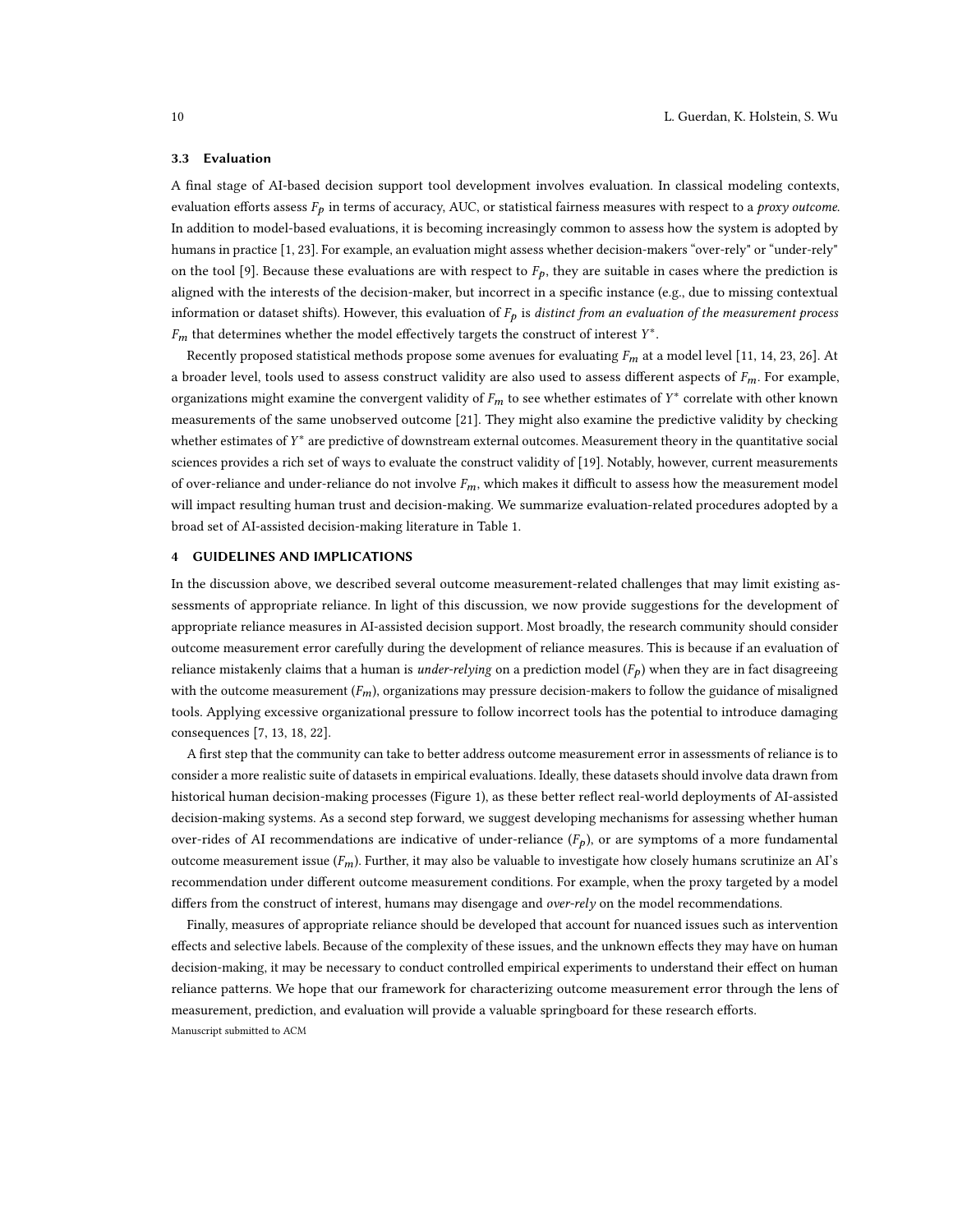### 3.3 Evaluation

A final stage of AI-based decision support tool development involves evaluation. In classical modeling contexts, evaluation efforts assess $F_p$ in terms of accuracy, AUC, or statistical fairness measures with respect to a *proxy outcome*. In addition to model-based evaluations, it is becoming increasingly common to assess how the system is adopted by humans in practice [1, 23]. For example, an evaluation might assess whether decision-makers "over-rely" or "under-rely" on the tool [9]. Because these evaluations are with respect to $F_p$, they are suitable in cases where the prediction is aligned with the interests of the decision-maker, but incorrect in a specific instance (e.g., due to missing contextual information or dataset shifts). However, this evaluation of $F_p$ is *distinct from an evaluation of the measurement process* $F_m$ that determines whether the model effectively targets the construct of interest $Y^*$.

Recently proposed statistical methods propose some avenues for evaluating $F_m$ at a model level [11, 14, 23, 26]. At a broader level, tools used to assess construct validity are also used to assess different aspects of $F_m$. For example, organizations might examine the convergent validity of $F_m$ to see whether estimates of $Y^*$ correlate with other known measurements of the same unobserved outcome [21]. They might also examine the predictive validity by checking whether estimates of $Y^*$ are predictive of downstream external outcomes. Measurement theory in the quantitative social sciences provides a rich set of ways to evaluate the construct validity of [19]. Notably, however, current measurements of over-reliance and under-reliance do not involve $F_m$, which makes it difficult to assess how the measurement model will impact resulting human trust and decision-making. We summarize evaluation-related procedures adopted by a broad set of AI-assisted decision-making literature in Table 1.

## 4 GUIDELINES AND IMPLICATIONS

In the discussion above, we described several outcome measurement-related challenges that may limit existing assessments of appropriate reliance. In light of this discussion, we now provide suggestions for the development of appropriate reliance measures in AI-assisted decision support. Most broadly, the research community should consider outcome measurement error carefully during the development of reliance measures. This is because if an evaluation of reliance mistakenly claims that a human is *under-relying* on a prediction model ($F_p$) when they are in fact disagreeing with the outcome measurement ($F_m$), organizations may pressure decision-makers to follow the guidance of misaligned tools. Applying excessive organizational pressure to follow incorrect tools has the potential to introduce damaging consequences [7, 13, 18, 22].

A first step that the community can take to better address outcome measurement error in assessments of reliance is to consider a more realistic suite of datasets in empirical evaluations. Ideally, these datasets should involve data drawn from historical human decision-making processes (Figure 1), as these better reflect real-world deployments of AI-assisted decision-making systems. As a second step forward, we suggest developing mechanisms for assessing whether human over-rides of AI recommendations are indicative of under-reliance ($F_p$), or are symptoms of a more fundamental outcome measurement issue ($F_m$). Further, it may also be valuable to investigate how closely humans scrutinize an AI's recommendation under different outcome measurement conditions. For example, when the proxy targeted by a model differs from the construct of interest, humans may disengage and *over-rely* on the model recommendations.

Finally, measures of appropriate reliance should be developed that account for nuanced issues such as intervention effects and selective labels. Because of the complexity of these issues, and the unknown effects they may have on human decision-making, it may be necessary to conduct controlled empirical experiments to understand their effect on human reliance patterns. We hope that our framework for characterizing outcome measurement error through the lens of measurement, prediction, and evaluation will provide a valuable springboard for these research efforts.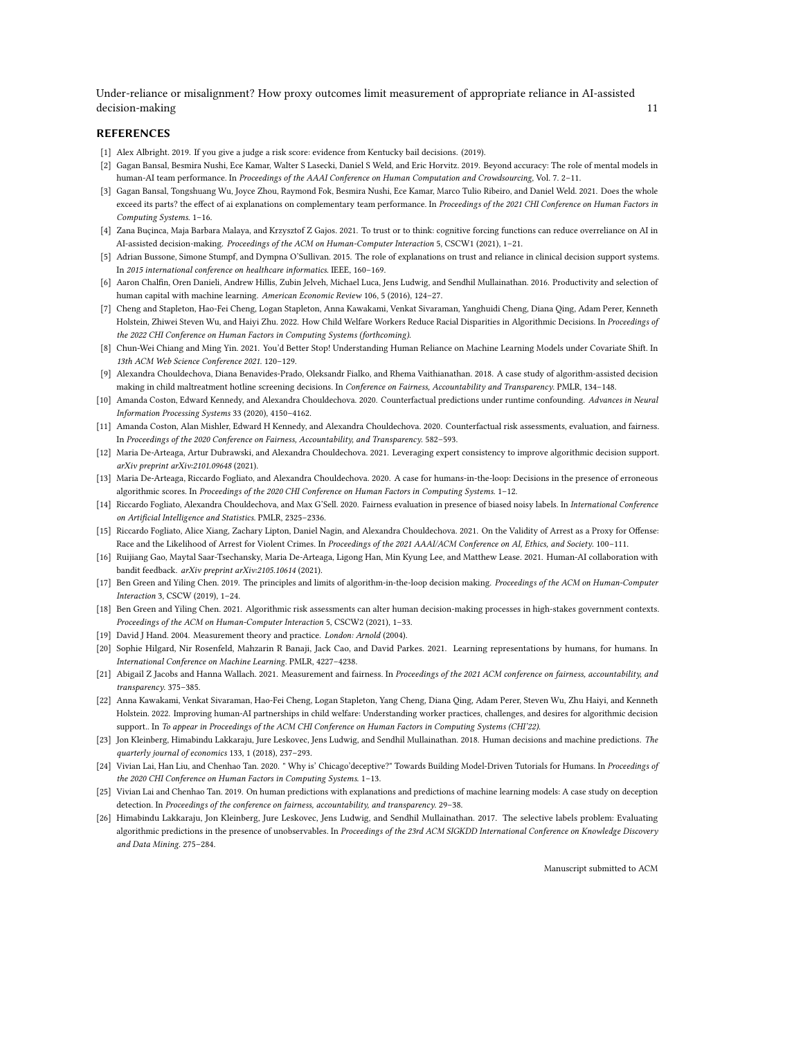## REFERENCES

- [1] Alex Albright. 2019. If you give a judge a risk score: evidence from Kentucky bail decisions. (2019).
- [2] Gagan Bansal, Besmira Nushi, Ece Kamar, Walter S Lasecki, Daniel S Weld, and Eric Horvitz. 2019. Beyond accuracy: The role of mental models in human-AI team performance. In *Proceedings of the AAAI Conference on Human Computation and Crowdsourcing*, Vol. 7. 2–11.
- [3] Gagan Bansal, Tongshuang Wu, Joyce Zhou, Raymond Fok, Besmira Nushi, Ece Kamar, Marco Tulio Ribeiro, and Daniel Weld. 2021. Does the whole exceed its parts? the effect of ai explanations on complementary team performance. In *Proceedings of the 2021 CHI Conference on Human Factors in Computing Systems*. 1–16.
- [4] Zana Buçinca, Maja Barbara Malaya, and Krzysztof Z Gajos. 2021. To trust or to think: cognitive forcing functions can reduce overreliance on AI in AI-assisted decision-making. *Proceedings of the ACM on Human-Computer Interaction* 5, CSCW1 (2021), 1–21.
- [5] Adrian Bussone, Simone Stumpf, and Dympna O'Sullivan. 2015. The role of explanations on trust and reliance in clinical decision support systems. In *2015 international conference on healthcare informatics*. IEEE, 160–169.
- [6] Aaron Chalfin, Oren Danieli, Andrew Hillis, Zubin Jelveh, Michael Luca, Jens Ludwig, and Sendhil Mullainathan. 2016. Productivity and selection of human capital with machine learning. *American Economic Review* 106, 5 (2016), 124–27.
- [7] Cheng and Stapleton, Hao-Fei Cheng, Logan Stapleton, Anna Kawakami, Venkat Sivaraman, Yanghuidi Cheng, Diana Qing, Adam Perer, Kenneth Holstein, Zhiwei Steven Wu, and Haiyi Zhu. 2022. How Child Welfare Workers Reduce Racial Disparities in Algorithmic Decisions. In *Proceedings of the 2022 CHI Conference on Human Factors in Computing Systems (forthcoming)*.
- [8] Chun-Wei Chiang and Ming Yin. 2021. You'd Better Stop! Understanding Human Reliance on Machine Learning Models under Covariate Shift. In *13th ACM Web Science Conference 2021*. 120–129.
- [9] Alexandra Chouldechova, Diana Benavides-Prado, Oleksandr Fialko, and Rhema Vaithianathan. 2018. A case study of algorithm-assisted decision making in child maltreatment hotline screening decisions. In *Conference on Fairness, Accountability and Transparency*. PMLR, 134–148.
- [10] Amanda Coston, Edward Kennedy, and Alexandra Chouldechova. 2020. Counterfactual predictions under runtime confounding. *Advances in Neural Information Processing Systems* 33 (2020), 4150–4162.
- [11] Amanda Coston, Alan Mishler, Edward H Kennedy, and Alexandra Chouldechova. 2020. Counterfactual risk assessments, evaluation, and fairness. In *Proceedings of the 2020 Conference on Fairness, Accountability, and Transparency*. 582–593.
- [12] Maria De-Arteaga, Artur Dubrawski, and Alexandra Chouldechova. 2021. Leveraging expert consistency to improve algorithmic decision support. *arXiv preprint arXiv:2101.09648* (2021).
- [13] Maria De-Arteaga, Riccardo Fogliato, and Alexandra Chouldechova. 2020. A case for humans-in-the-loop: Decisions in the presence of erroneous algorithmic scores. In *Proceedings of the 2020 CHI Conference on Human Factors in Computing Systems*. 1–12.
- [14] Riccardo Fogliato, Alexandra Chouldechova, and Max G'Sell. 2020. Fairness evaluation in presence of biased noisy labels. In *International Conference on Artificial Intelligence and Statistics*. PMLR, 2325–2336.
- [15] Riccardo Fogliato, Alice Xiang, Zachary Lipton, Daniel Nagin, and Alexandra Chouldechova. 2021. On the Validity of Arrest as a Proxy for Offense: Race and the Likelihood of Arrest for Violent Crimes. In *Proceedings of the 2021 AAAI/ACM Conference on AI, Ethics, and Society*. 100–111.
- [16] Ruijiang Gao, Maytal Saar-Tsechansky, Maria De-Arteaga, Ligong Han, Min Kyung Lee, and Matthew Lease. 2021. Human-AI collaboration with bandit feedback. *arXiv preprint arXiv:2105.10614* (2021).
- [17] Ben Green and Yiling Chen. 2019. The principles and limits of algorithm-in-the-loop decision making. *Proceedings of the ACM on Human-Computer Interaction* 3, CSCW (2019), 1–24.
- [18] Ben Green and Yiling Chen. 2021. Algorithmic risk assessments can alter human decision-making processes in high-stakes government contexts. *Proceedings of the ACM on Human-Computer Interaction* 5, CSCW2 (2021), 1–33.
- [19] David J Hand. 2004. Measurement theory and practice. *London: Arnold* (2004).
- [20] Sophie Hilgard, Nir Rosenfeld, Mahzarin R Banaji, Jack Cao, and David Parkes. 2021. Learning representations by humans, for humans. In *International Conference on Machine Learning*. PMLR, 4227–4238.
- [21] Abigail Z Jacobs and Hanna Wallach. 2021. Measurement and fairness. In *Proceedings of the 2021 ACM conference on fairness, accountability, and transparency*. 375–385.
- [22] Anna Kawakami, Venkat Sivaraman, Hao-Fei Cheng, Logan Stapleton, Yang Cheng, Diana Qing, Adam Perer, Steven Wu, Zhu Haiyi, and Kenneth Holstein. 2022. Improving human-AI partnerships in child welfare: Understanding worker practices, challenges, and desires for algorithmic decision support.. In *To appear in Proceedings of the ACM CHI Conference on Human Factors in Computing Systems (CHI'22)*.
- [23] Jon Kleinberg, Himabindu Lakkaraju, Jure Leskovec, Jens Ludwig, and Sendhil Mullainathan. 2018. Human decisions and machine predictions. *The quarterly journal of economics* 133, 1 (2018), 237–293.
- [24] Vivian Lai, Han Liu, and Chenhao Tan. 2020. " Why is' Chicago'deceptive?" Towards Building Model-Driven Tutorials for Humans. In *Proceedings of the 2020 CHI Conference on Human Factors in Computing Systems*. 1–13.
- [25] Vivian Lai and Chenhao Tan. 2019. On human predictions with explanations and predictions of machine learning models: A case study on deception detection. In *Proceedings of the conference on fairness, accountability, and transparency*. 29–38.
- [26] Himabindu Lakkaraju, Jon Kleinberg, Jure Leskovec, Jens Ludwig, and Sendhil Mullainathan. 2017. The selective labels problem: Evaluating algorithmic predictions in the presence of unobservables. In *Proceedings of the 23rd ACM SIGKDD International Conference on Knowledge Discovery and Data Mining*. 275–284.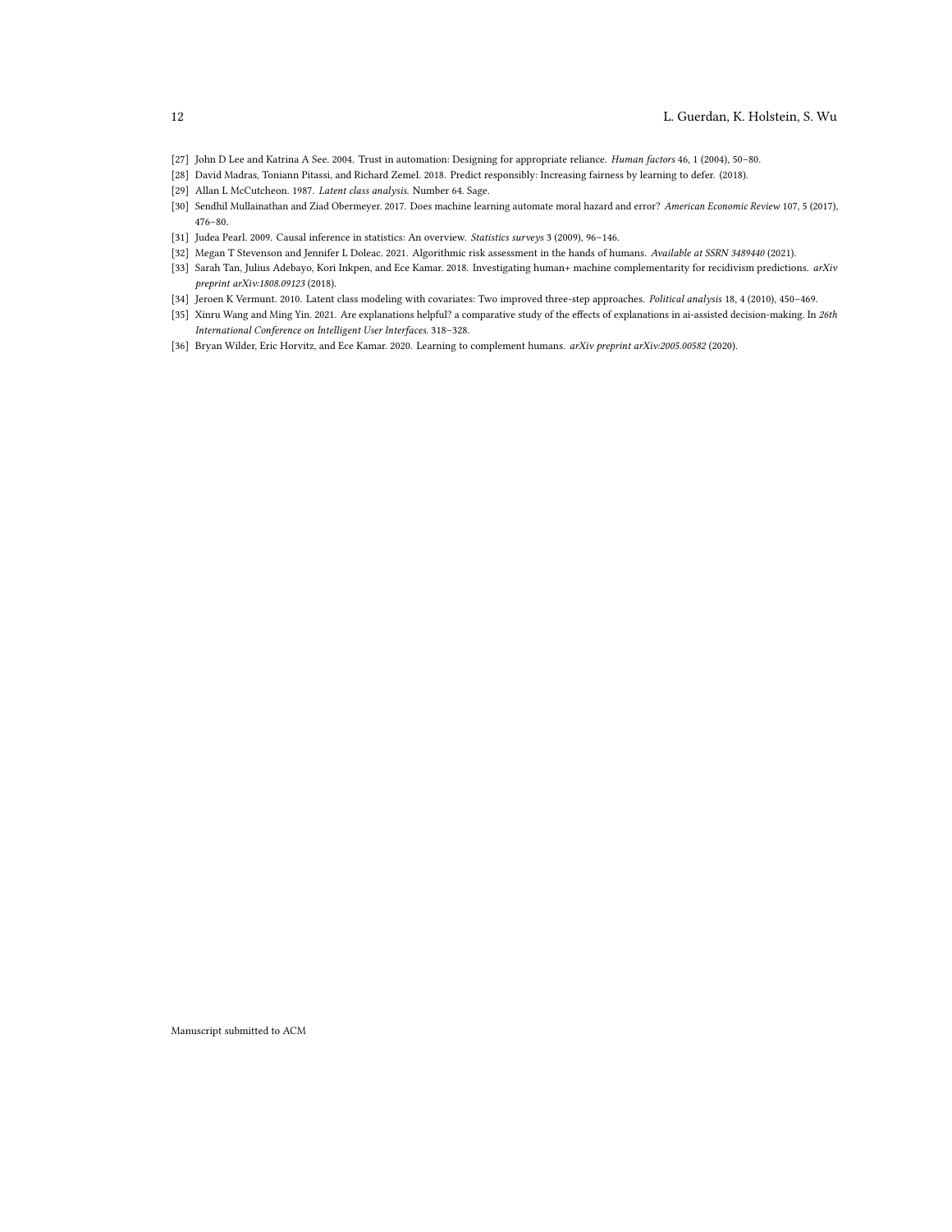[27] John D Lee and Katrina A See. 2004. Trust in automation: Designing for appropriate reliance. *Human factors* 46, 1 (2004), 50–80.

[28] David Madras, Toniann Pitassi, and Richard Zemel. 2018. Predict responsibly: Increasing fairness by learning to defer. (2018).

[29] Allan L McCutcheon. 1987. *Latent class analysis*. Number 64. Sage.

[30] Sendhil Mullainathan and Ziad Obermeyer. 2017. Does machine learning automate moral hazard and error? *American Economic Review* 107, 5 (2017), 476–80.

[31] Judea Pearl. 2009. Causal inference in statistics: An overview. *Statistics surveys* 3 (2009), 96–146.

[32] Megan T Stevenson and Jennifer L Doleac. 2021. Algorithmic risk assessment in the hands of humans. *Available at SSRN 3489440* (2021).

[33] Sarah Tan, Julius Adebayo, Kori Inkpen, and Ece Kamar. 2018. Investigating human+ machine complementarity for recidivism predictions. *arXiv preprint arXiv:1808.09123* (2018).

[34] Jeroen K Vermunt. 2010. Latent class modeling with covariates: Two improved three-step approaches. *Political analysis* 18, 4 (2010), 450–469.

[35] Xinru Wang and Ming Yin. 2021. Are explanations helpful? a comparative study of the effects of explanations in ai-assisted decision-making. In *26th International Conference on Intelligent User Interfaces*. 318–328.

[36] Bryan Wilder, Eric Horvitz, and Ece Kamar. 2020. Learning to complement humans. *arXiv preprint arXiv:2005.00582* (2020).